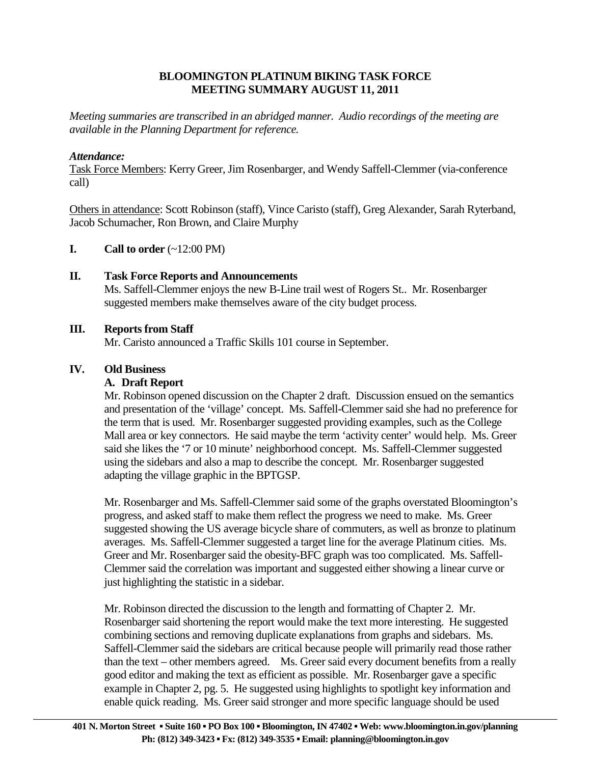# BLOOMINGTON PLATINUM BIKING TASK FORCE
## MEETING SUMMARY AUGUST 11, 2011

*Meeting summaries are transcribed in an abridged manner. Audio recordings of the meeting are available in the Planning Department for reference.*

***Attendance:***

Task Force Members: Kerry Greer, Jim Rosenbarger, and Wendy Saffell-Clemmer (via-conference call)

Others in attendance: Scott Robinson (staff), Vince Caristo (staff), Greg Alexander, Sarah Ryterband, Jacob Schumacher, Ron Brown, and Claire Murphy

**I. Call to order** (~12:00 PM)

**II. Task Force Reports and Announcements**

Ms. Saffell-Clemmer enjoys the new B-Line trail west of Rogers St.. Mr. Rosenbarger suggested members make themselves aware of the city budget process.

**III. Reports from Staff**

Mr. Caristo announced a Traffic Skills 101 course in September.

**IV. Old Business**

**A. Draft Report**

Mr. Robinson opened discussion on the Chapter 2 draft. Discussion ensued on the semantics and presentation of the 'village' concept. Ms. Saffell-Clemmer said she had no preference for the term that is used. Mr. Rosenbarger suggested providing examples, such as the College Mall area or key connectors. He said maybe the term 'activity center' would help. Ms. Greer said she likes the '7 or 10 minute' neighborhood concept. Ms. Saffell-Clemmer suggested using the sidebars and also a map to describe the concept. Mr. Rosenbarger suggested adapting the village graphic in the BPTGSP.

Mr. Rosenbarger and Ms. Saffell-Clemmer said some of the graphs overstated Bloomington's progress, and asked staff to make them reflect the progress we need to make. Ms. Greer suggested showing the US average bicycle share of commuters, as well as bronze to platinum averages. Ms. Saffell-Clemmer suggested a target line for the average Platinum cities. Ms. Greer and Mr. Rosenbarger said the obesity-BFC graph was too complicated. Ms. Saffell-Clemmer said the correlation was important and suggested either showing a linear curve or just highlighting the statistic in a sidebar.

Mr. Robinson directed the discussion to the length and formatting of Chapter 2. Mr. Rosenbarger said shortening the report would make the text more interesting. He suggested combining sections and removing duplicate explanations from graphs and sidebars. Ms. Saffell-Clemmer said the sidebars are critical because people will primarily read those rather than the text – other members agreed. Ms. Greer said every document benefits from a really good editor and making the text as efficient as possible. Mr. Rosenbarger gave a specific example in Chapter 2, pg. 5. He suggested using highlights to spotlight key information and enable quick reading. Ms. Greer said stronger and more specific language should be used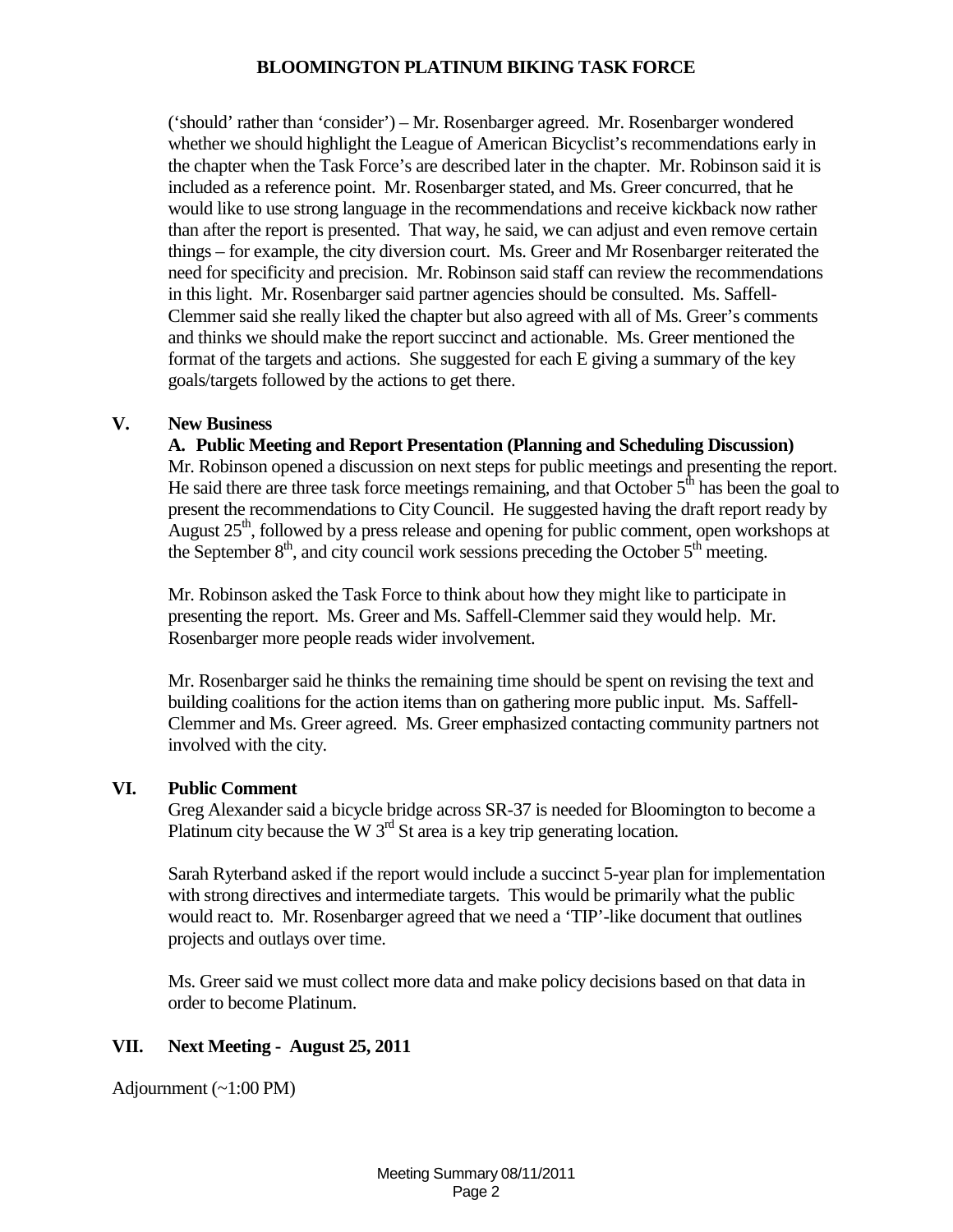('should' rather than 'consider') – Mr. Rosenbarger agreed. Mr. Rosenbarger wondered whether we should highlight the League of American Bicyclist's recommendations early in the chapter when the Task Force's are described later in the chapter. Mr. Robinson said it is included as a reference point. Mr. Rosenbarger stated, and Ms. Greer concurred, that he would like to use strong language in the recommendations and receive kickback now rather than after the report is presented. That way, he said, we can adjust and even remove certain things – for example, the city diversion court. Ms. Greer and Mr Rosenbarger reiterated the need for specificity and precision. Mr. Robinson said staff can review the recommendations in this light. Mr. Rosenbarger said partner agencies should be consulted. Ms. Saffell-Clemmer said she really liked the chapter but also agreed with all of Ms. Greer's comments and thinks we should make the report succinct and actionable. Ms. Greer mentioned the format of the targets and actions. She suggested for each E giving a summary of the key goals/targets followed by the actions to get there.

## V. New Business

### A. Public Meeting and Report Presentation (Planning and Scheduling Discussion)

Mr. Robinson opened a discussion on next steps for public meetings and presenting the report. He said there are three task force meetings remaining, and that October 5th has been the goal to present the recommendations to City Council. He suggested having the draft report ready by August 25th, followed by a press release and opening for public comment, open workshops at the September 8th, and city council work sessions preceding the October 5th meeting.

Mr. Robinson asked the Task Force to think about how they might like to participate in presenting the report. Ms. Greer and Ms. Saffell-Clemmer said they would help. Mr. Rosenbarger more people reads wider involvement.

Mr. Rosenbarger said he thinks the remaining time should be spent on revising the text and building coalitions for the action items than on gathering more public input. Ms. Saffell-Clemmer and Ms. Greer agreed. Ms. Greer emphasized contacting community partners not involved with the city.

## VI. Public Comment

Greg Alexander said a bicycle bridge across SR-37 is needed for Bloomington to become a Platinum city because the W 3rd St area is a key trip generating location.

Sarah Ryterband asked if the report would include a succinct 5-year plan for implementation with strong directives and intermediate targets. This would be primarily what the public would react to. Mr. Rosenbarger agreed that we need a 'TIP'-like document that outlines projects and outlays over time.

Ms. Greer said we must collect more data and make policy decisions based on that data in order to become Platinum.

## VII. Next Meeting - August 25, 2011

Adjournment (~1:00 PM)